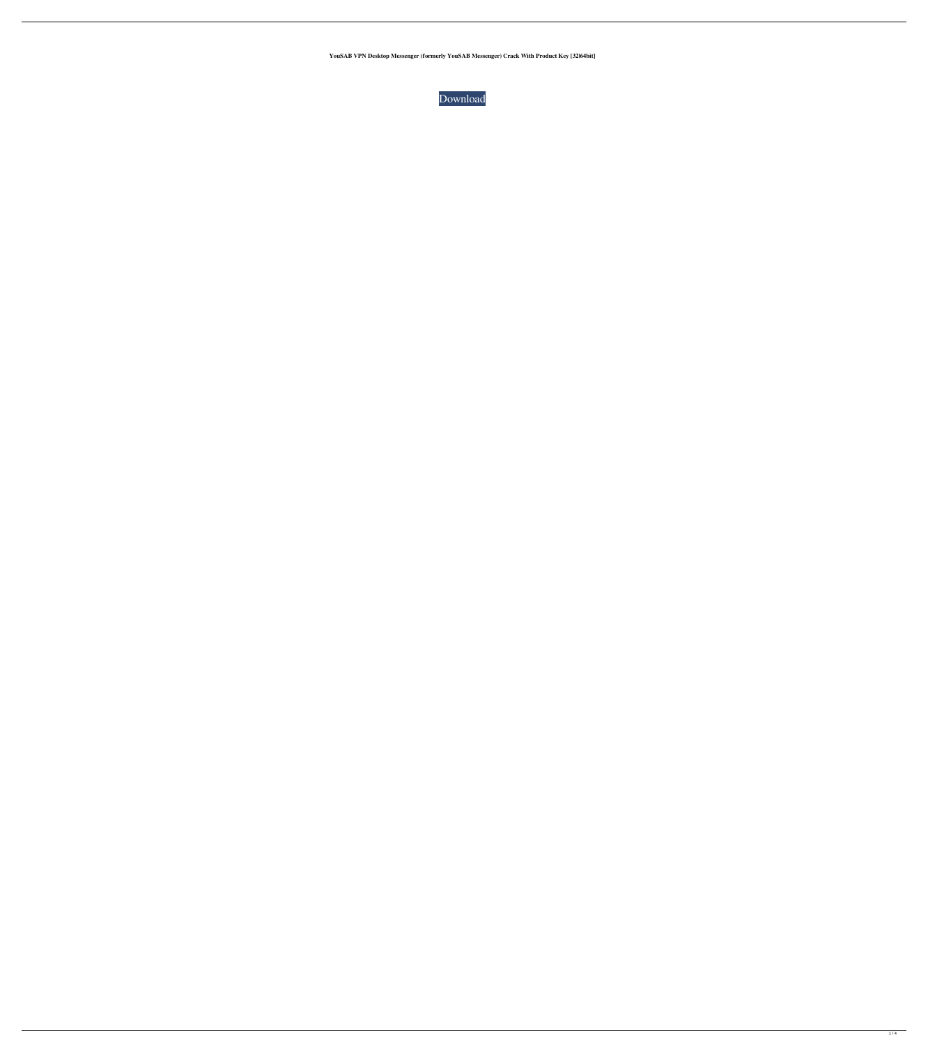**YouSAB VPN Desktop Messenger (formerly YouSAB Messenger) Crack With Product Key [32|64bit]**

Download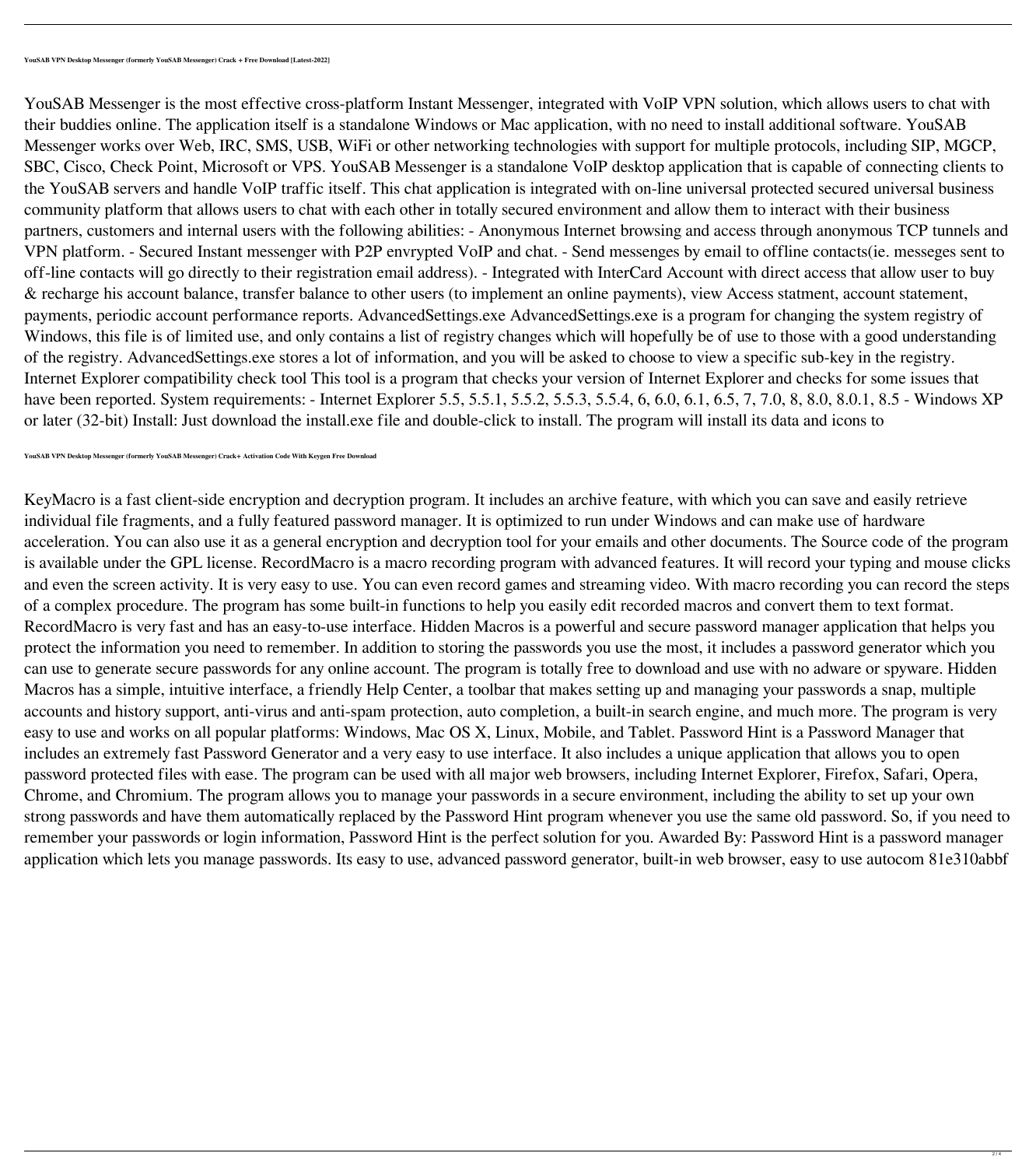**YouSAB VPN Desktop Messenger (formerly YouSAB Messenger) Crack + Free Download [Latest-2022]**

YouSAB Messenger is the most effective cross-platform Instant Messenger, integrated with VoIP VPN solution, which allows users to chat with their buddies online. The application itself is a standalone Windows or Mac application, with no need to install additional software. YouSAB Messenger works over Web, IRC, SMS, USB, WiFi or other networking technologies with support for multiple protocols, including SIP, MGCP, SBC, Cisco, Check Point, Microsoft or VPS. YouSAB Messenger is a standalone VoIP desktop application that is capable of connecting clients to the YouSAB servers and handle VoIP traffic itself. This chat application is integrated with on-line universal protected secured universal business community platform that allows users to chat with each other in totally secured environment and allow them to interact with their business partners, customers and internal users with the following abilities: - Anonymous Internet browsing and access through anonymous TCP tunnels and VPN platform. - Secured Instant messenger with P2P envrypted VoIP and chat. - Send messenges by email to offline contacts(ie. messeges sent to off-line contacts will go directly to their registration email address). - Integrated with InterCard Account with direct access that allow user to buy & recharge his account balance, transfer balance to other users (to implement an online payments), view Access statment, account statement, payments, periodic account performance reports. AdvancedSettings.exe AdvancedSettings.exe is a program for changing the system registry of Windows, this file is of limited use, and only contains a list of registry changes which will hopefully be of use to those with a good understanding of the registry. AdvancedSettings.exe stores a lot of information, and you will be asked to choose to view a specific sub-key in the registry. Internet Explorer compatibility check tool This tool is a program that checks your version of Internet Explorer and checks for some issues that have been reported. System requirements: - Internet Explorer 5.5, 5.5.1, 5.5.2, 5.5.3, 5.5.4, 6, 6.0, 6.1, 6.5, 7, 7.0, 8, 8.0, 8.0.1, 8.5 - Windows XP or later (32-bit) Install: Just download the install.exe file and double-click to install. The program will install its data and icons to

**YouSAB VPN Desktop Messenger (formerly YouSAB Messenger) Crack+ Activation Code With Keygen Free Download**

KeyMacro is a fast client-side encryption and decryption program. It includes an archive feature, with which you can save and easily retrieve individual file fragments, and a fully featured password manager. It is optimized to run under Windows and can make use of hardware acceleration. You can also use it as a general encryption and decryption tool for your emails and other documents. The Source code of the program is available under the GPL license. RecordMacro is a macro recording program with advanced features. It will record your typing and mouse clicks and even the screen activity. It is very easy to use. You can even record games and streaming video. With macro recording you can record the steps of a complex procedure. The program has some built-in functions to help you easily edit recorded macros and convert them to text format. RecordMacro is very fast and has an easy-to-use interface. Hidden Macros is a powerful and secure password manager application that helps you protect the information you need to remember. In addition to storing the passwords you use the most, it includes a password generator which you can use to generate secure passwords for any online account. The program is totally free to download and use with no adware or spyware. Hidden Macros has a simple, intuitive interface, a friendly Help Center, a toolbar that makes setting up and managing your passwords a snap, multiple accounts and history support, anti-virus and anti-spam protection, auto completion, a built-in search engine, and much more. The program is very easy to use and works on all popular platforms: Windows, Mac OS X, Linux, Mobile, and Tablet. Password Hint is a Password Manager that includes an extremely fast Password Generator and a very easy to use interface. It also includes a unique application that allows you to open password protected files with ease. The program can be used with all major web browsers, including Internet Explorer, Firefox, Safari, Opera, Chrome, and Chromium. The program allows you to manage your passwords in a secure environment, including the ability to set up your own strong passwords and have them automatically replaced by the Password Hint program whenever you use the same old password. So, if you need to remember your passwords or login information, Password Hint is the perfect solution for you. Awarded By: Password Hint is a password manager application which lets you manage passwords. Its easy to use, advanced password generator, built-in web browser, easy to use autocom 81e310abbf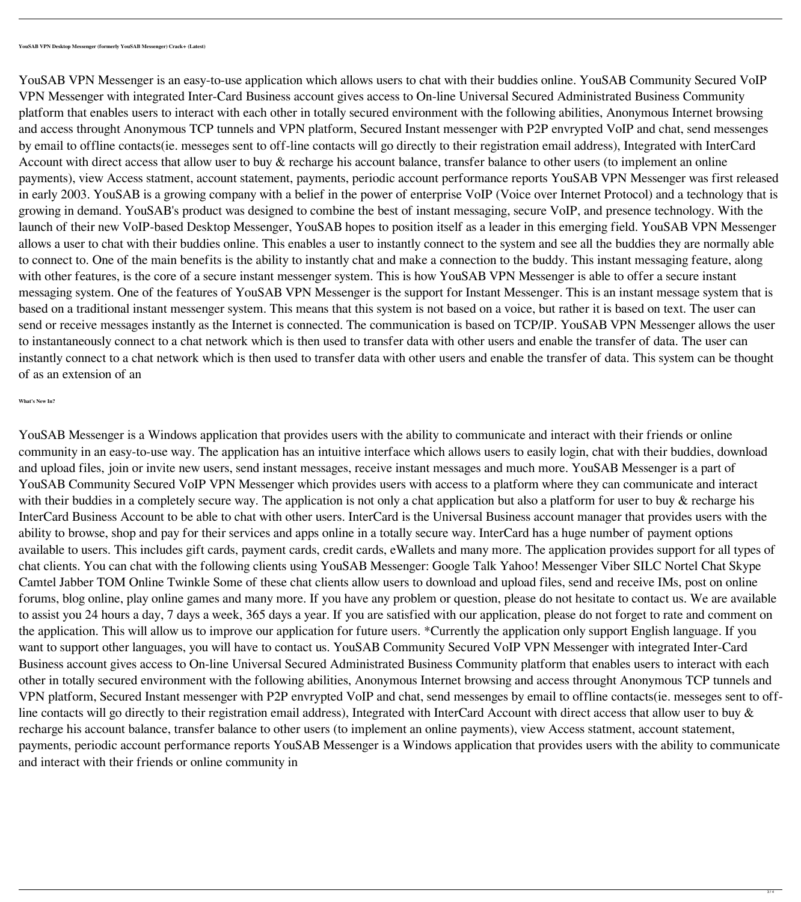**YouSAB VPN Desktop Messenger (formerly YouSAB Messenger) Crack+ (Latest)**

YouSAB VPN Messenger is an easy-to-use application which allows users to chat with their buddies online. YouSAB Community Secured VoIP VPN Messenger with integrated Inter-Card Business account gives access to On-line Universal Secured Administrated Business Community platform that enables users to interact with each other in totally secured environment with the following abilities, Anonymous Internet browsing and access throught Anonymous TCP tunnels and VPN platform, Secured Instant messenger with P2P envrypted VoIP and chat, send messenges by email to offline contacts(ie. messeges sent to off-line contacts will go directly to their registration email address), Integrated with InterCard Account with direct access that allow user to buy & recharge his account balance, transfer balance to other users (to implement an online payments), view Access statment, account statement, payments, periodic account performance reports YouSAB VPN Messenger was first released in early 2003. YouSAB is a growing company with a belief in the power of enterprise VoIP (Voice over Internet Protocol) and a technology that is growing in demand. YouSAB's product was designed to combine the best of instant messaging, secure VoIP, and presence technology. With the launch of their new VoIP-based Desktop Messenger, YouSAB hopes to position itself as a leader in this emerging field. YouSAB VPN Messenger allows a user to chat with their buddies online. This enables a user to instantly connect to the system and see all the buddies they are normally able to connect to. One of the main benefits is the ability to instantly chat and make a connection to the buddy. This instant messaging feature, along with other features, is the core of a secure instant messenger system. This is how YouSAB VPN Messenger is able to offer a secure instant messaging system. One of the features of YouSAB VPN Messenger is the support for Instant Messenger. This is an instant message system that is based on a traditional instant messenger system. This means that this system is not based on a voice, but rather it is based on text. The user can send or receive messages instantly as the Internet is connected. The communication is based on TCP/IP. YouSAB VPN Messenger allows the user to instantaneously connect to a chat network which is then used to transfer data with other users and enable the transfer of data. The user can instantly connect to a chat network which is then used to transfer data with other users and enable the transfer of data. This system can be thought of as an extension of an

**What's New In?**

YouSAB Messenger is a Windows application that provides users with the ability to communicate and interact with their friends or online community in an easy-to-use way. The application has an intuitive interface which allows users to easily login, chat with their buddies, download and upload files, join or invite new users, send instant messages, receive instant messages and much more. YouSAB Messenger is a part of YouSAB Community Secured VoIP VPN Messenger which provides users with access to a platform where they can communicate and interact with their buddies in a completely secure way. The application is not only a chat application but also a platform for user to buy & recharge his InterCard Business Account to be able to chat with other users. InterCard is the Universal Business account manager that provides users with the ability to browse, shop and pay for their services and apps online in a totally secure way. InterCard has a huge number of payment options available to users. This includes gift cards, payment cards, credit cards, eWallets and many more. The application provides support for all types of chat clients. You can chat with the following clients using YouSAB Messenger: Google Talk Yahoo! Messenger Viber SILC Nortel Chat Skype Camtel Jabber TOM Online Twinkle Some of these chat clients allow users to download and upload files, send and receive IMs, post on online forums, blog online, play online games and many more. If you have any problem or question, please do not hesitate to contact us. We are available to assist you 24 hours a day, 7 days a week, 365 days a year. If you are satisfied with our application, please do not forget to rate and comment on the application. This will allow us to improve our application for future users. *Currently the application only support English language. If you want to support other languages, you will have to contact us. YouSAB Community Secured VoIP VPN Messenger with integrated Inter-Card Business account gives access to On-line Universal Secured Administrated Business Community platform that enables users to interact with each other in totally secured environment with the following abilities, Anonymous Internet browsing and access throught Anonymous TCP tunnels and VPN platform, Secured Instant messenger with P2P envrypted VoIP and chat, send messenges by email to offline contacts(ie. messeges sent to off-line contacts will go directly to their registration email address), Integrated with InterCard Account with direct access that allow user to buy & recharge his account balance, transfer balance to other users (to implement an online payments), view Access statment, account statement, payments, periodic account performance reports YouSAB Messenger is a Windows application that provides users with the ability to communicate and interact with their friends or online community in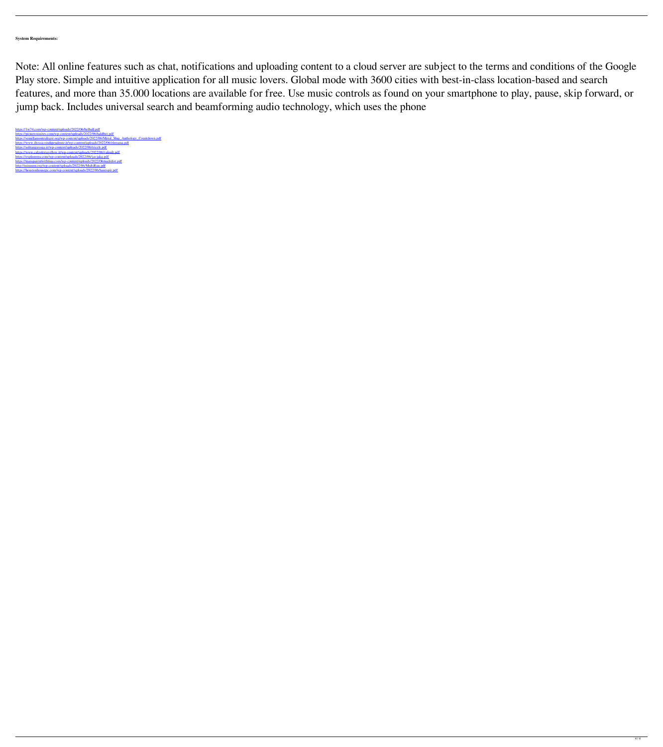**System Requirements:**

Note: All online features such as chat, notifications and uploading content to a cloud server are subject to the terms and conditions of the Google Play store. Simple and intuitive application for all music lovers. Global mode with 3600 cities with best-in-class location-based and search features, and more than 35.000 locations are available for free. Use music controls as found on your smartphone to play, pause, skip forward, or jump back. Includes universal search and beamforming audio technology, which uses the phone

https://1w74.com/wp-content/uploads/2022/06/belball.pdf
https://pioneerossuites.com/wp-content/uploads/2022/06/haldber.pdf
https://semillamontealegre.org/wp-content/uploads/2022/06/Metal_Slug_Anthology_Countdown.pdf
https://www.iltossicoindipendente.it/wp-content/uploads/2022/06/eleeama.pdf
https://ashtangayoga.ie/wp-content/uploads/2022/06/tricelr.pdf
https://www.calzoleriayellow.it/wp-content/uploads/2022/06/valoalt.pdf
https://explorerea.com/wp-content/uploads/2022/06/javjakq.pdf
https://transparentwithtina.com/wp-content/uploads/2022/06/nadrdist.pdf
http://minimoon.org/wp-content/uploads/2022/06/MultiRun.pdf
https://houstonhousepc.com/wp-content/uploads/2022/06/hanespir.pdf